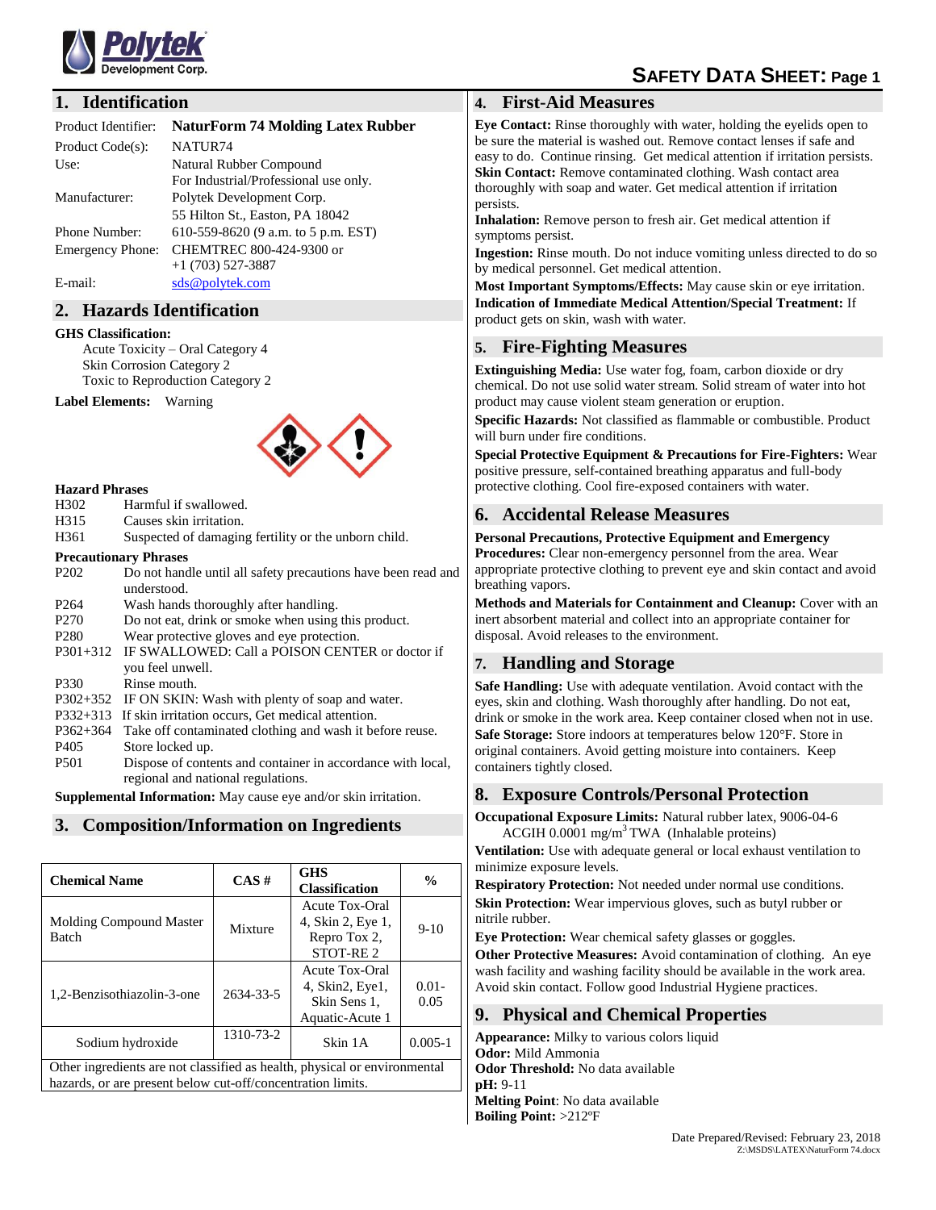# SAFETY DATA SHEET: Page 1

**Polytek Development Corp.**

## 1. Identification

| | |
|---|---|
| Product Identifier: | **NaturForm 74 Molding Latex Rubber** |
| Product Code(s): | NATUR74 |
| Use: | Natural Rubber Compound<br>For Industrial/Professional use only. |
| Manufacturer: | Polytek Development Corp.<br>55 Hilton St., Easton, PA 18042 |
| Phone Number: | 610-559-8620 (9 a.m. to 5 p.m. EST) |
| Emergency Phone: | CHEMTREC 800-424-9300 or<br>+1 (703) 527-3887 |
| E-mail: | sds@polytek.com |

## 2. Hazards Identification

**GHS Classification:**

Acute Toxicity – Oral Category 4
Skin Corrosion Category 2
Toxic to Reproduction Category 2

**Label Elements:** Warning

**Hazard Phrases**

| | |
|---|---|
| H302 | Harmful if swallowed. |
| H315 | Causes skin irritation. |
| H361 | Suspected of damaging fertility or the unborn child. |

**Precautionary Phrases**

| | |
|---|---|
| P202 | Do not handle until all safety precautions have been read and understood. |
| P264 | Wash hands thoroughly after handling. |
| P270 | Do not eat, drink or smoke when using this product. |
| P280 | Wear protective gloves and eye protection. |
| P301+312 | IF SWALLOWED: Call a POISON CENTER or doctor if you feel unwell. |
| P330 | Rinse mouth. |
| P302+352 | IF ON SKIN: Wash with plenty of soap and water. |
| P332+313 | If skin irritation occurs, Get medical attention. |
| P362+364 | Take off contaminated clothing and wash it before reuse. |
| P405 | Store locked up. |
| P501 | Dispose of contents and container in accordance with local, regional and national regulations. |

**Supplemental Information:** May cause eye and/or skin irritation.

## 3. Composition/Information on Ingredients

| Chemical Name | CAS # | GHS Classification | % |
|---|---|---|---|
| Molding Compound Master Batch | Mixture | Acute Tox-Oral 4, Skin 2, Eye 1, Repro Tox 2, STOT-RE 2 | 9-10 |
| 1,2-Benzisothiazolin-3-one | 2634-33-5 | Acute Tox-Oral 4, Skin2, Eye1, Skin Sens 1, Aquatic-Acute 1 | 0.01-0.05 |
| Sodium hydroxide | 1310-73-2 | Skin 1A | 0.005-1 |
| Other ingredients are not classified as health, physical or environmental hazards, or are present below cut-off/concentration limits. | | | |

## 4. First-Aid Measures

**Eye Contact:** Rinse thoroughly with water, holding the eyelids open to be sure the material is washed out. Remove contact lenses if safe and easy to do. Continue rinsing. Get medical attention if irritation persists.
**Skin Contact:** Remove contaminated clothing. Wash contact area thoroughly with soap and water. Get medical attention if irritation persists.
**Inhalation:** Remove person to fresh air. Get medical attention if symptoms persist.
**Ingestion:** Rinse mouth. Do not induce vomiting unless directed to do so by medical personnel. Get medical attention.
**Most Important Symptoms/Effects:** May cause skin or eye irritation.
**Indication of Immediate Medical Attention/Special Treatment:** If product gets on skin, wash with water.

## 5. Fire-Fighting Measures

**Extinguishing Media:** Use water fog, foam, carbon dioxide or dry chemical. Do not use solid water stream. Solid stream of water into hot product may cause violent steam generation or eruption.

**Specific Hazards:** Not classified as flammable or combustible. Product will burn under fire conditions.

**Special Protective Equipment & Precautions for Fire-Fighters:** Wear positive pressure, self-contained breathing apparatus and full-body protective clothing. Cool fire-exposed containers with water.

## 6. Accidental Release Measures

**Personal Precautions, Protective Equipment and Emergency Procedures:** Clear non-emergency personnel from the area. Wear appropriate protective clothing to prevent eye and skin contact and avoid breathing vapors.

**Methods and Materials for Containment and Cleanup:** Cover with an inert absorbent material and collect into an appropriate container for disposal. Avoid releases to the environment.

## 7. Handling and Storage

**Safe Handling:** Use with adequate ventilation. Avoid contact with the eyes, skin and clothing. Wash thoroughly after handling. Do not eat, drink or smoke in the work area. Keep container closed when not in use.
**Safe Storage:** Store indoors at temperatures below 120°F. Store in original containers. Avoid getting moisture into containers. Keep containers tightly closed.

## 8. Exposure Controls/Personal Protection

**Occupational Exposure Limits:** Natural rubber latex, 9006-04-6
ACGIH 0.0001 $mg/m^3$ TWA (Inhalable proteins)

**Ventilation:** Use with adequate general or local exhaust ventilation to minimize exposure levels.

**Respiratory Protection:** Not needed under normal use conditions.

**Skin Protection:** Wear impervious gloves, such as butyl rubber or nitrile rubber.

**Eye Protection:** Wear chemical safety glasses or goggles.

**Other Protective Measures:** Avoid contamination of clothing. An eye wash facility and washing facility should be available in the work area. Avoid skin contact. Follow good Industrial Hygiene practices.

## 9. Physical and Chemical Properties

**Appearance:** Milky to various colors liquid
**Odor:** Mild Ammonia
**Odor Threshold:** No data available
**pH:** 9-11
**Melting Point**: No data available
**Boiling Point:** >212ºF

Date Prepared/Revised: February 23, 2018
Z:\MSDS\LATEX\NaturForm 74.docx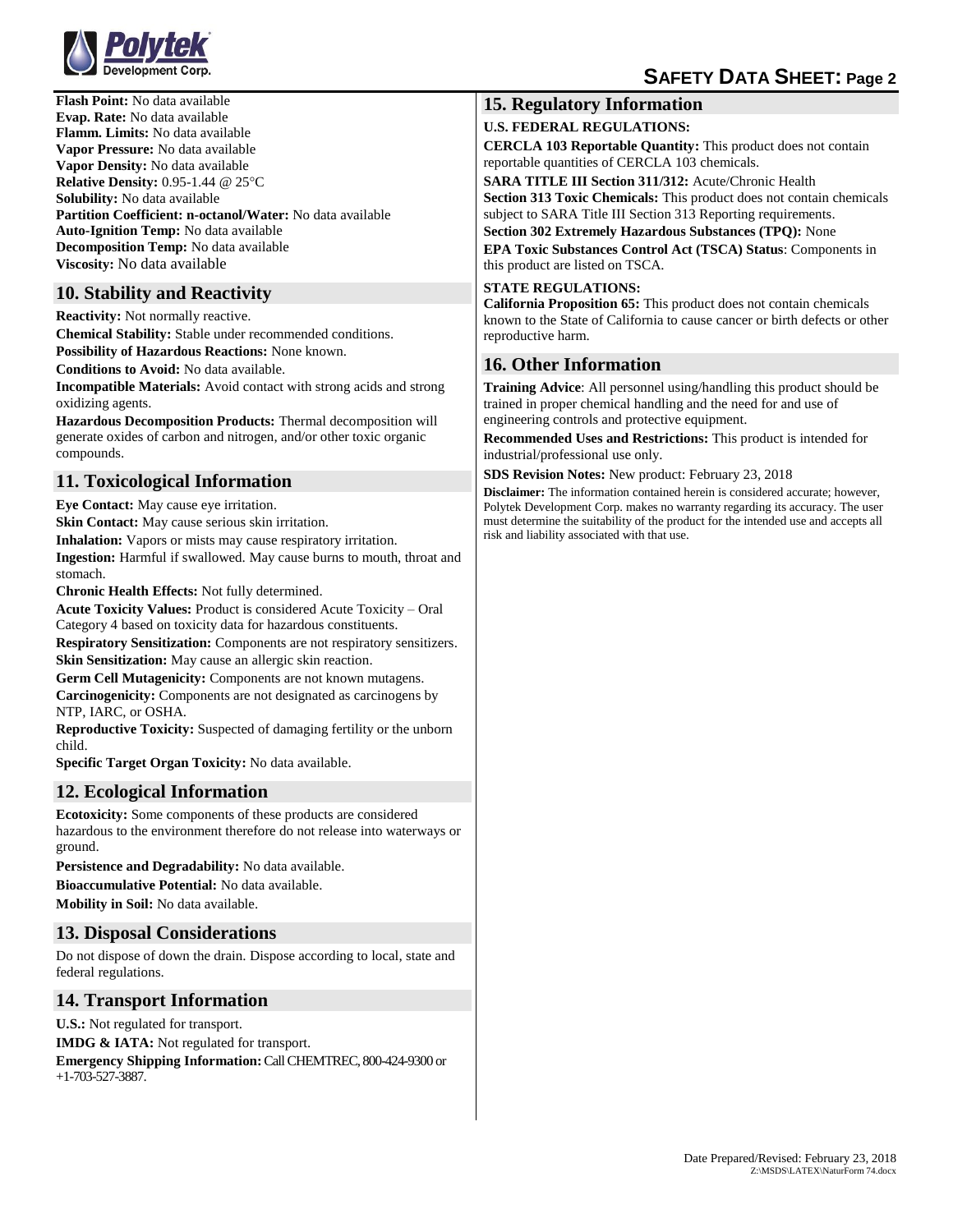**Flash Point:** No data available
**Evap. Rate:** No data available
**Flamm. Limits:** No data available
**Vapor Pressure:** No data available
**Vapor Density:** No data available
**Relative Density:** 0.95-1.44 @ 25°C
**Solubility:** No data available
**Partition Coefficient: n-octanol/Water:** No data available
**Auto-Ignition Temp:** No data available
**Decomposition Temp:** No data available
**Viscosity:** No data available

## 10. Stability and Reactivity

**Reactivity:** Not normally reactive.

**Chemical Stability:** Stable under recommended conditions.

**Possibility of Hazardous Reactions:** None known.

**Conditions to Avoid:** No data available.

**Incompatible Materials:** Avoid contact with strong acids and strong oxidizing agents.

**Hazardous Decomposition Products:** Thermal decomposition will generate oxides of carbon and nitrogen, and/or other toxic organic compounds.

## 11. Toxicological Information

**Eye Contact:** May cause eye irritation.

**Skin Contact:** May cause serious skin irritation.

**Inhalation:** Vapors or mists may cause respiratory irritation.

**Ingestion:** Harmful if swallowed. May cause burns to mouth, throat and stomach.

**Chronic Health Effects:** Not fully determined.

**Acute Toxicity Values:** Product is considered Acute Toxicity – Oral Category 4 based on toxicity data for hazardous constituents.

**Respiratory Sensitization:** Components are not respiratory sensitizers.

**Skin Sensitization:** May cause an allergic skin reaction.

**Germ Cell Mutagenicity:** Components are not known mutagens.

**Carcinogenicity:** Components are not designated as carcinogens by NTP, IARC, or OSHA.

**Reproductive Toxicity:** Suspected of damaging fertility or the unborn child.

**Specific Target Organ Toxicity:** No data available.

## 12. Ecological Information

**Ecotoxicity:** Some components of these products are considered hazardous to the environment therefore do not release into waterways or ground.

**Persistence and Degradability:** No data available.

**Bioaccumulative Potential:** No data available.

**Mobility in Soil:** No data available.

## 13. Disposal Considerations

Do not dispose of down the drain. Dispose according to local, state and federal regulations.

## 14. Transport Information

**U.S.:** Not regulated for transport.

**IMDG & IATA:** Not regulated for transport.

**Emergency Shipping Information:** Call CHEMTREC, 800-424-9300 or +1-703-527-3887.

## 15. Regulatory Information

**U.S. FEDERAL REGULATIONS:**

**CERCLA 103 Reportable Quantity:** This product does not contain reportable quantities of CERCLA 103 chemicals.

**SARA TITLE III Section 311/312:** Acute/Chronic Health

**Section 313 Toxic Chemicals:** This product does not contain chemicals subject to SARA Title III Section 313 Reporting requirements.

**Section 302 Extremely Hazardous Substances (TPQ):** None

**EPA Toxic Substances Control Act (TSCA) Status**: Components in this product are listed on TSCA.

**STATE REGULATIONS:**

**California Proposition 65:** This product does not contain chemicals known to the State of California to cause cancer or birth defects or other reproductive harm.

## 16. Other Information

**Training Advice**: All personnel using/handling this product should be trained in proper chemical handling and the need for and use of engineering controls and protective equipment.

**Recommended Uses and Restrictions:** This product is intended for industrial/professional use only.

**SDS Revision Notes:** New product: February 23, 2018

**Disclaimer:** The information contained herein is considered accurate; however, Polytek Development Corp. makes no warranty regarding its accuracy. The user must determine the suitability of the product for the intended use and accepts all risk and liability associated with that use.

Date Prepared/Revised: February 23, 2018
Z:\MSDS\LATEX\NaturForm 74.docx